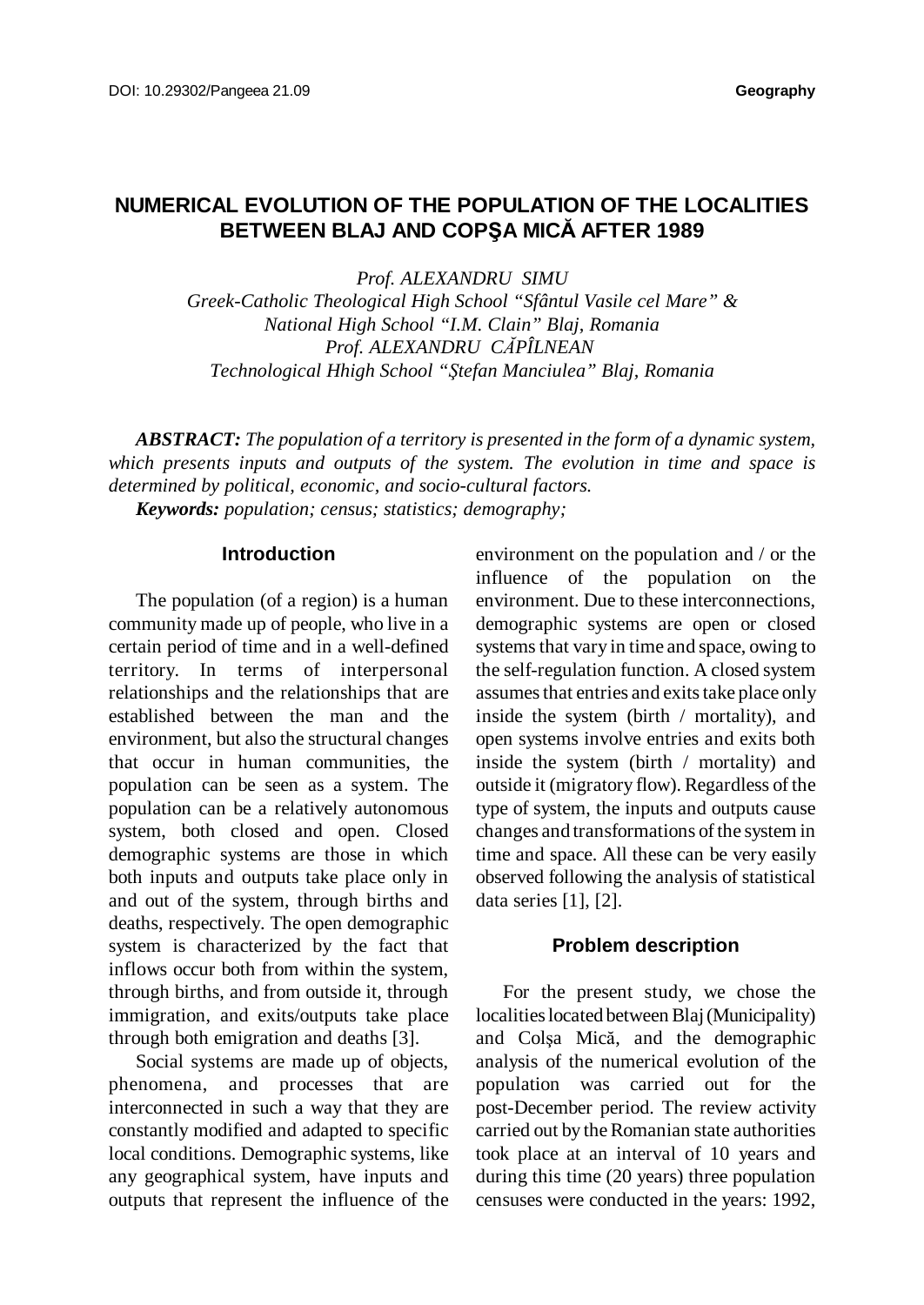DOI: 10.29302/Pangeea 21.09 **Geography**

# NUMERICAL EVOLUTION OF THE POPULATION OF THE LOCALITIES BETWEEN BLAJ AND COPŞA MICĂ AFTER 1989

*Prof. ALEXANDRU SIMU*
*Greek-Catholic Theological High School "Sfântul Vasile cel Mare" & National High School "I.M. Clain" Blaj, Romania*
*Prof. ALEXANDRU CĂPÎLNEAN*
*Technological Hhigh School "Ştefan Manciulea" Blaj, Romania*

***ABSTRACT:*** *The population of a territory is presented in the form of a dynamic system, which presents inputs and outputs of the system. The evolution in time and space is determined by political, economic, and socio-cultural factors.*

***Keywords:*** *population; census; statistics; demography;*

## Introduction

The population (of a region) is a human community made up of people, who live in a certain period of time and in a well-defined territory. In terms of interpersonal relationships and the relationships that are established between the man and the environment, but also the structural changes that occur in human communities, the population can be seen as a system. The population can be a relatively autonomous system, both closed and open. Closed demographic systems are those in which both inputs and outputs take place only in and out of the system, through births and deaths, respectively. The open demographic system is characterized by the fact that inflows occur both from within the system, through births, and from outside it, through immigration, and exits/outputs take place through both emigration and deaths [3].

Social systems are made up of objects, phenomena, and processes that are interconnected in such a way that they are constantly modified and adapted to specific local conditions. Demographic systems, like any geographical system, have inputs and outputs that represent the influence of the environment on the population and / or the influence of the population on the environment. Due to these interconnections, demographic systems are open or closed systems that vary in time and space, owing to the self-regulation function. A closed system assumes that entries and exits take place only inside the system (birth / mortality), and open systems involve entries and exits both inside the system (birth / mortality) and outside it (migratory flow). Regardless of the type of system, the inputs and outputs cause changes and transformations of the system in time and space. All these can be very easily observed following the analysis of statistical data series [1], [2].

## Problem description

For the present study, we chose the localities located between Blaj (Municipality) and Colşa Mică, and the demographic analysis of the numerical evolution of the population was carried out for the post-December period. The review activity carried out by the Romanian state authorities took place at an interval of 10 years and during this time (20 years) three population censuses were conducted in the years: 1992,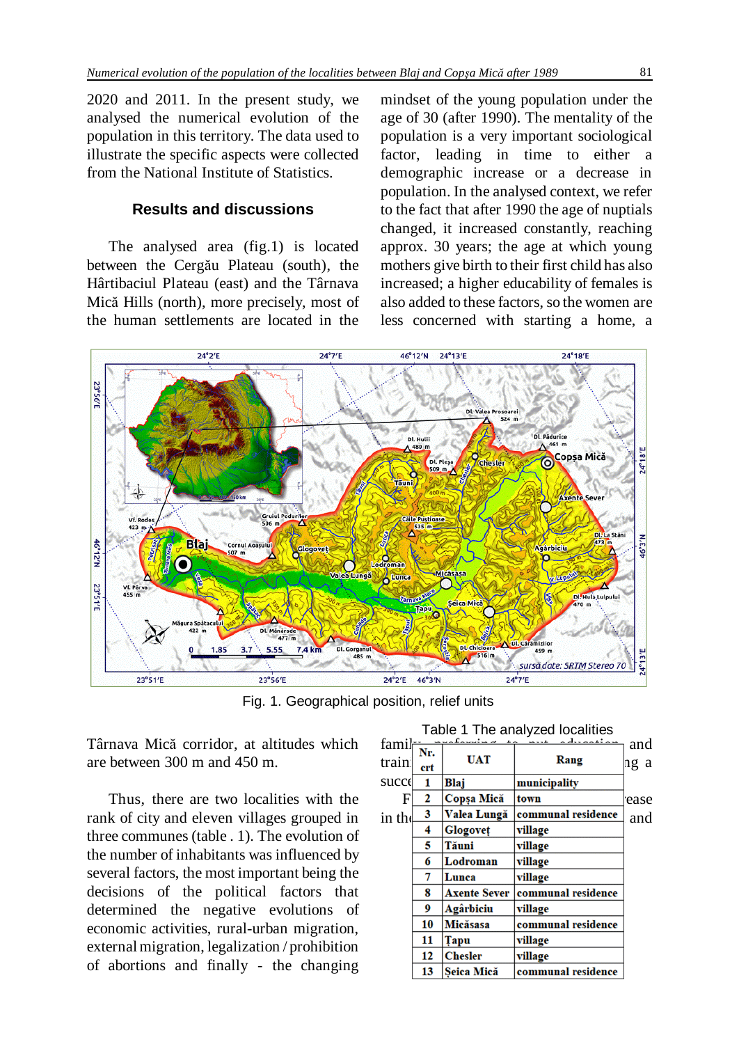2020 and 2011. In the present study, we analysed the numerical evolution of the population in this territory. The data used to illustrate the specific aspects were collected from the National Institute of Statistics.

## Results and discussions

The analysed area (fig.1) is located between the Cergău Plateau (south), the Hârtibaciul Plateau (east) and the Târnava Mică Hills (north), more precisely, most of the human settlements are located in the Târnava Mică corridor, at altitudes which are between 300 m and 450 m.

Fig. 1. Geographical position, relief units

Thus, there are two localities with the rank of city and eleven villages grouped in three communes (table . 1). The evolution of the number of inhabitants was influenced by several factors, the most important being the decisions of the political factors that determined the negative evolutions of economic activities, rural-urban migration, external migration, legalization / prohibition of abortions and finally - the changing mindset of the young population under the age of 30 (after 1990). The mentality of the population is a very important sociological factor, leading in time to either a demographic increase or a decrease in population. In the analysed context, we refer to the fact that after 1990 the age of nuptials changed, it increased constantly, reaching approx. 30 years; the age at which young mothers give birth to their first child has also increased; a higher educability of females is also added to these factors, so the women are less concerned with starting a home, a family, preferring to put education and training ... ing a succe... F... ease in th... and

Table 1 The analyzed localities

| Nr. crt | UAT | Rang |
|---|---|---|
| 1 | Blaj | municipality |
| 2 | Copşa Mică | town |
| 3 | Valea Lungă | communal residence |
| 4 | Glogoveţ | village |
| 5 | Tăuni | village |
| 6 | Lodroman | village |
| 7 | Lunca | village |
| 8 | Axente Sever | communal residence |
| 9 | Agârbiciu | village |
| 10 | Micăsasa | communal residence |
| 11 | Tapu | village |
| 12 | Chesler | village |
| 13 | Şeica Mică | communal residence |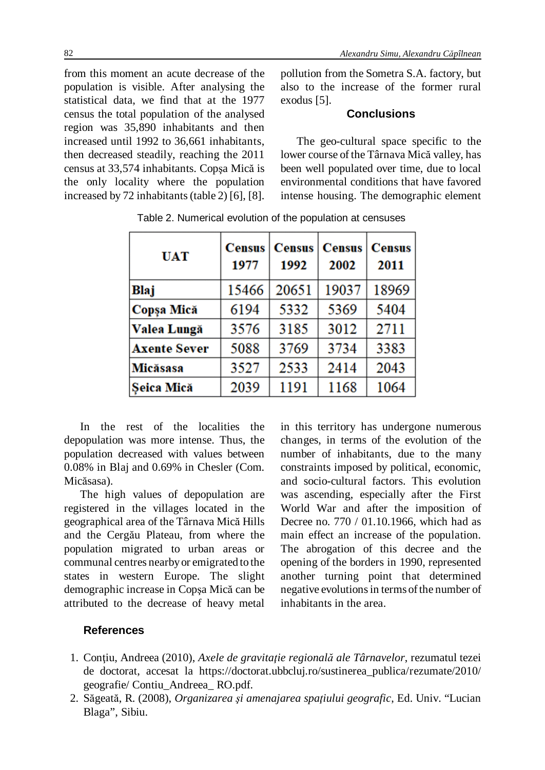from this moment an acute decrease of the population is visible. After analysing the statistical data, we find that at the 1977 census the total population of the analysed region was 35,890 inhabitants and then increased until 1992 to 36,661 inhabitants, then decreased steadily, reaching the 2011 census at 33,574 inhabitants. Copşa Mică is the only locality where the population increased by 72 inhabitants (table 2) [6], [8].

Table 2. Numerical evolution of the population at censuses

| UAT | Census 1977 | Census 1992 | Census 2002 | Census 2011 |
|---|---|---|---|---|
| **Blaj** | 15466 | 20651 | 19037 | 18969 |
| **Copşa Mică** | 6194 | 5332 | 5369 | 5404 |
| **Valea Lungă** | 3576 | 3185 | 3012 | 2711 |
| **Axente Sever** | 5088 | 3769 | 3734 | 3383 |
| **Micăsasa** | 3527 | 2533 | 2414 | 2043 |
| **Şeica Mică** | 2039 | 1191 | 1168 | 1064 |

In the rest of the localities the depopulation was more intense. Thus, the population decreased with values between 0.08% in Blaj and 0.69% in Chesler (Com. Micăsasa).

The high values of depopulation are registered in the villages located in the geographical area of the Târnava Mică Hills and the Cergău Plateau, from where the population migrated to urban areas or communal centres nearby or emigrated to the states in western Europe. The slight demographic increase in Copşa Mică can be attributed to the decrease of heavy metal pollution from the Sometra S.A. factory, but also to the increase of the former rural exodus [5].

## Conclusions

The geo-cultural space specific to the lower course of the Târnava Mică valley, has been well populated over time, due to local environmental conditions that have favored intense housing. The demographic element in this territory has undergone numerous changes, in terms of the evolution of the number of inhabitants, due to the many constraints imposed by political, economic, and socio-cultural factors. This evolution was ascending, especially after the First World War and after the imposition of Decree no. 770 / 01.10.1966, which had as main effect an increase of the population. The abrogation of this decree and the opening of the borders in 1990, represented another turning point that determined negative evolutions in terms of the number of inhabitants in the area.

## References

1. Conţiu, Andreea (2010), *Axele de gravitaţie regională ale Târnavelor*, rezumatul tezei de doctorat, accesat la https://doctorat.ubbcluj.ro/sustinerea_publica/rezumate/2010/geografie/ Contiu_Andreea_ RO.pdf.
2. Săgeată, R. (2008), *Organizarea şi amenajarea spaţiului geografic*, Ed. Univ. “Lucian Blaga”, Sibiu.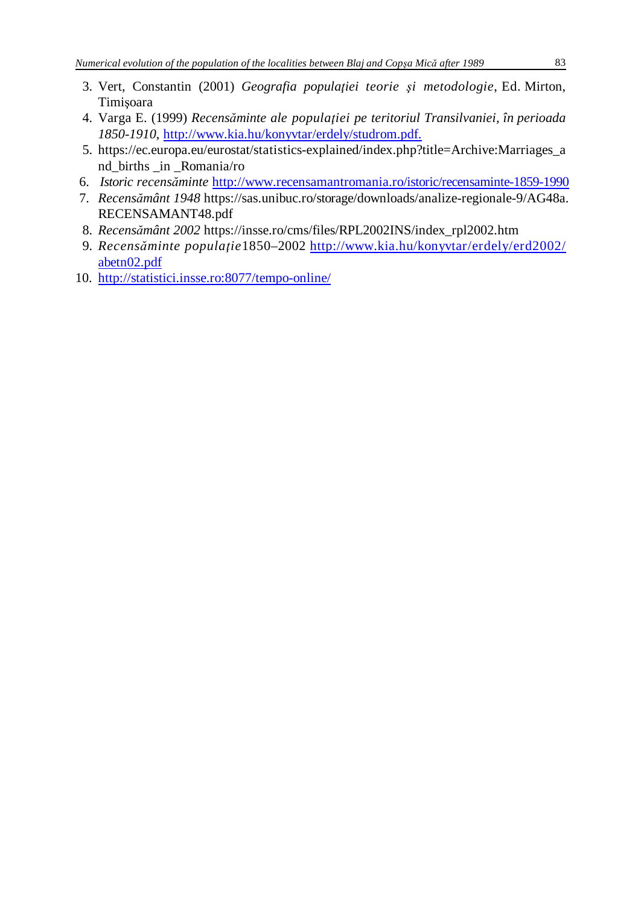3. Vert, Constantin (2001) *Geografia populaţiei teorie şi metodologie*, Ed. Mirton, Timişoara
4. Varga E. (1999) *Recensăminte ale populaţiei pe teritoriul Transilvaniei, în perioada 1850-1910*, http://www.kia.hu/konyvtar/erdely/studrom.pdf.
5. https://ec.europa.eu/eurostat/statistics-explained/index.php?title=Archive:Marriages_and_births _in _Romania/ro
6. *Istoric recensăminte* http://www.recensamantromania.ro/istoric/recensaminte-1859-1990
7. *Recensământ 1948* https://sas.unibuc.ro/storage/downloads/analize-regionale-9/AG48a.RECENSAMANT48.pdf
8. *Recensământ 2002* https://insse.ro/cms/files/RPL2002INS/index_rpl2002.htm
9. *Recensăminte populaţie*1850–2002 http://www.kia.hu/konyvtar/erdely/erd2002/abetn02.pdf
10. http://statistici.insse.ro:8077/tempo-online/